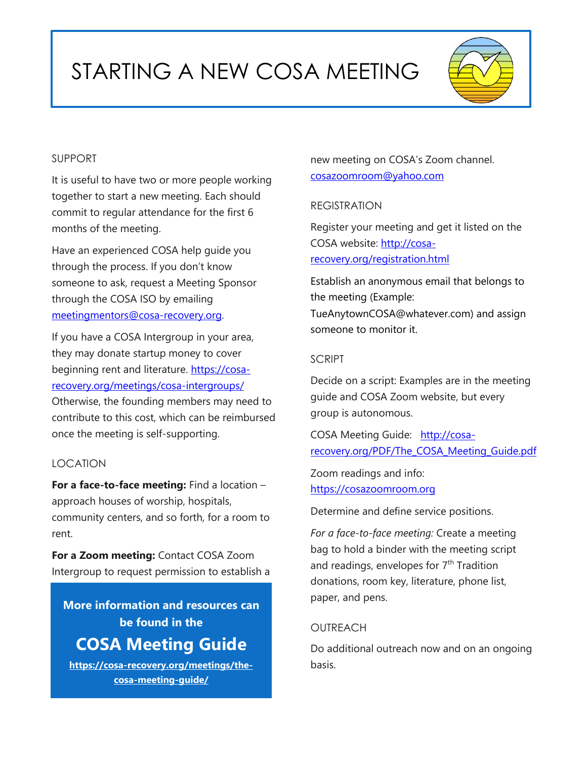# STARTING A NEW COSA MEETING

## SUPPORT

It is useful to have two or more people working together to start a new meeting. Each should commit to regular attendance for the first 6 months of the meeting.

Have an experienced COSA help guide you through the process. If you don't know someone to ask, request a Meeting Sponsor through the COSA ISO by emailing meetingmentors@cosa-recovery.org.

If you have a COSA Intergroup in your area, they may donate startup money to cover beginning rent and literature. https://cosa-recovery.org/meetings/cosa-intergroups/ Otherwise, the founding members may need to contribute to this cost, which can be reimbursed once the meeting is self-supporting.

## LOCATION

**For a face-to-face meeting:** Find a location – approach houses of worship, hospitals, community centers, and so forth, for a room to rent.

**For a Zoom meeting:** Contact COSA Zoom Intergroup to request permission to establish a new meeting on COSA's Zoom channel. cosazoomroom@yahoo.com

**More information and resources can be found in the**

**COSA Meeting Guide**

**https://cosa-recovery.org/meetings/the-cosa-meeting-guide/**

## REGISTRATION

Register your meeting and get it listed on the COSA website: http://cosa-recovery.org/registration.html

Establish an anonymous email that belongs to the meeting (Example: TueAnytownCOSA@whatever.com) and assign someone to monitor it.

## SCRIPT

Decide on a script: Examples are in the meeting guide and COSA Zoom website, but every group is autonomous.

COSA Meeting Guide: http://cosa-recovery.org/PDF/The_COSA_Meeting_Guide.pdf

Zoom readings and info: https://cosazoomroom.org

Determine and define service positions.

*For a face-to-face meeting:* Create a meeting bag to hold a binder with the meeting script and readings, envelopes for 7th Tradition donations, room key, literature, phone list, paper, and pens.

## OUTREACH

Do additional outreach now and on an ongoing basis.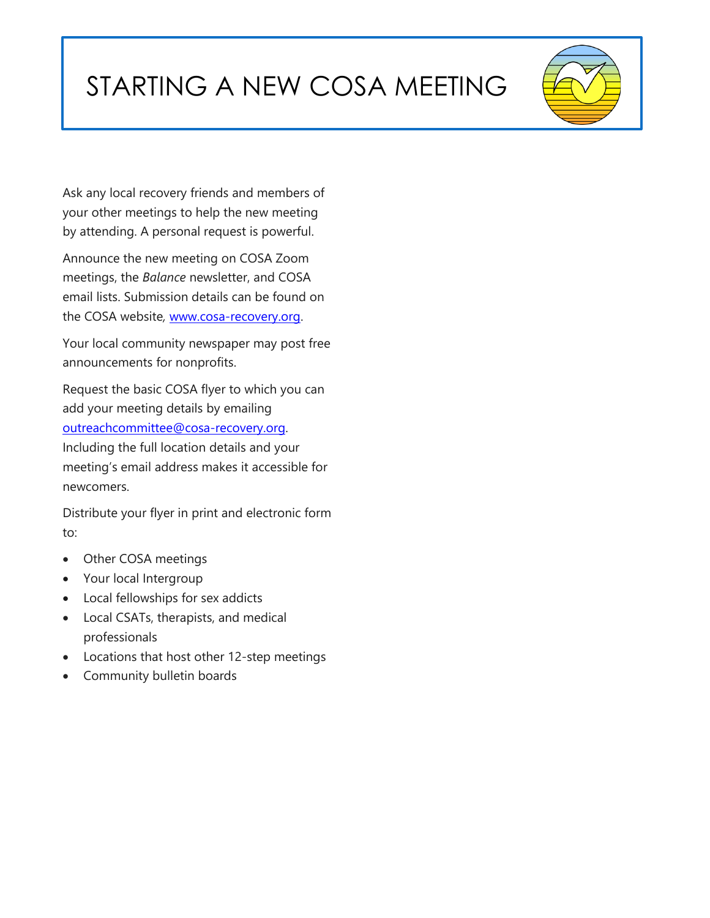# STARTING A NEW COSA MEETING

Ask any local recovery friends and members of your other meetings to help the new meeting by attending. A personal request is powerful.

Announce the new meeting on COSA Zoom meetings, the *Balance* newsletter, and COSA email lists. Submission details can be found on the COSA website, [www.cosa-recovery.org](http://www.cosa-recovery.org).

Your local community newspaper may post free announcements for nonprofits.

Request the basic COSA flyer to which you can add your meeting details by emailing [outreachcommittee@cosa-recovery.org](mailto:outreachcommittee@cosa-recovery.org). Including the full location details and your meeting's email address makes it accessible for newcomers.

Distribute your flyer in print and electronic form to:

- Other COSA meetings
- Your local Intergroup
- Local fellowships for sex addicts
- Local CSATs, therapists, and medical professionals
- Locations that host other 12-step meetings
- Community bulletin boards